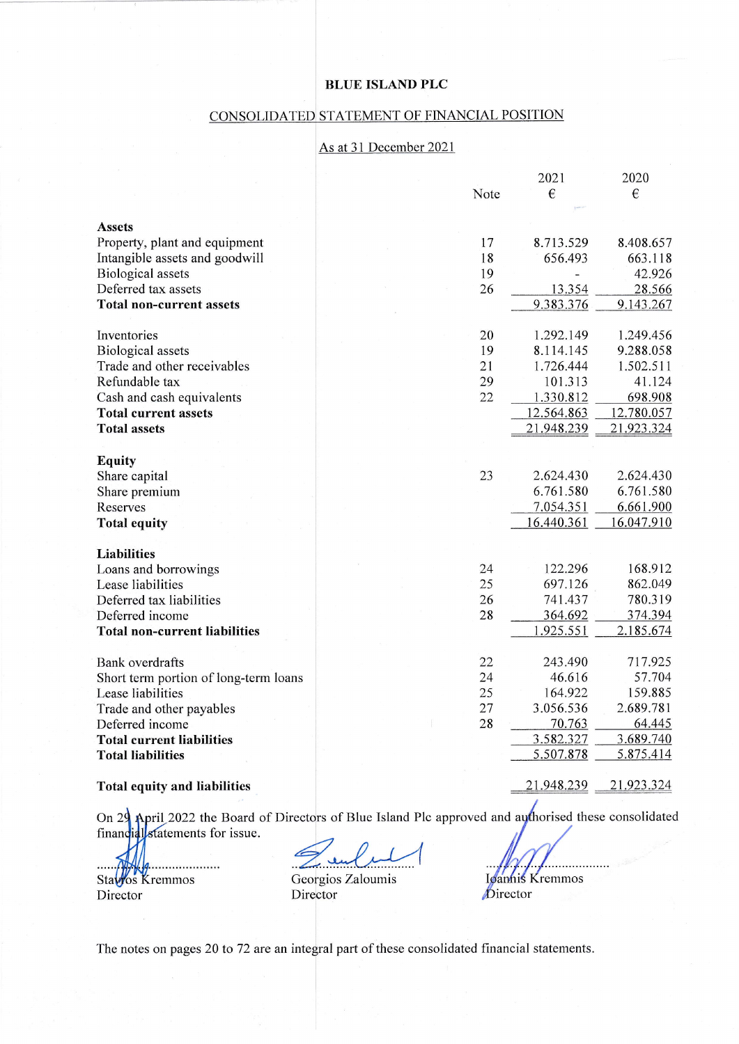# BLUE ISLAND PLC

## CONSOLIDATED STATEMENT OF FINANCIAL POSITION

As at 31 December 2021

| | Note | 2021 € | 2020 € |
|---|---|---|---|
| **Assets** | | | |
| Property, plant and equipment | 17 | 8.713.529 | 8.408.657 |
| Intangible assets and goodwill | 18 | 656.493 | 663.118 |
| Biological assets | 19 | - | 42.926 |
| Deferred tax assets | 26 | 13.354 | 28.566 |
| **Total non-current assets** | | 9.383.376 | 9.143.267 |
| | | | |
| Inventories | 20 | 1.292.149 | 1.249.456 |
| Biological assets | 19 | 8.114.145 | 9.288.058 |
| Trade and other receivables | 21 | 1.726.444 | 1.502.511 |
| Refundable tax | 29 | 101.313 | 41.124 |
| Cash and cash equivalents | 22 | 1.330.812 | 698.908 |
| **Total current assets** | | 12.564.863 | 12.780.057 |
| **Total assets** | | 21.948.239 | 21.923.324 |
| | | | |
| **Equity** | | | |
| Share capital | 23 | 2.624.430 | 2.624.430 |
| Share premium | | 6.761.580 | 6.761.580 |
| Reserves | | 7.054.351 | 6.661.900 |
| **Total equity** | | 16.440.361 | 16.047.910 |
| | | | |
| **Liabilities** | | | |
| Loans and borrowings | 24 | 122.296 | 168.912 |
| Lease liabilities | 25 | 697.126 | 862.049 |
| Deferred tax liabilities | 26 | 741.437 | 780.319 |
| Deferred income | 28 | 364.692 | 374.394 |
| **Total non-current liabilities** | | 1.925.551 | 2.185.674 |
| | | | |
| Bank overdrafts | 22 | 243.490 | 717.925 |
| Short term portion of long-term loans | 24 | 46.616 | 57.704 |
| Lease liabilities | 25 | 164.922 | 159.885 |
| Trade and other payables | 27 | 3.056.536 | 2.689.781 |
| Deferred income | 28 | 70.763 | 64.445 |
| **Total current liabilities** | | 3.582.327 | 3.689.740 |
| **Total liabilities** | | 5.507.878 | 5.875.414 |
| | | | |
| **Total equity and liabilities** | | 21.948.239 | 21.923.324 |

On 29 April 2022 the Board of Directors of Blue Island Plc approved and authorised these consolidated financial statements for issue.

| | | |
|---|---|---|
| ................................ | ................................ | ................................ |
| Stavros Kremmos | Georgios Zaloumis | Ioannis Kremmos |
| Director | Director | Director |

The notes on pages 20 to 72 are an integral part of these consolidated financial statements.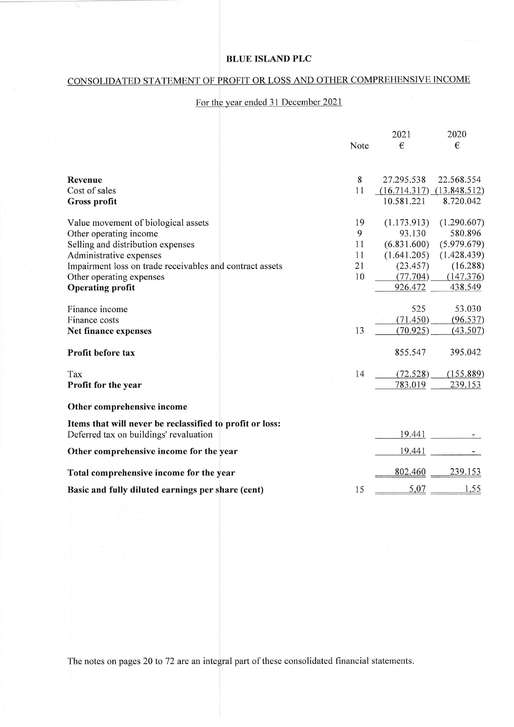# BLUE ISLAND PLC

## CONSOLIDATED STATEMENT OF PROFIT OR LOSS AND OTHER COMPREHENSIVE INCOME

For the year ended 31 December 2021

| | Note | 2021 € | 2020 € |
|---|---|---|---|
| **Revenue** | 8 | 27.295.538 | 22.568.554 |
| Cost of sales | 11 | (16.714.317) | (13.848.512) |
| **Gross profit** | | 10.581.221 | 8.720.042 |
| | | | |
| Value movement of biological assets | 19 | (1.173.913) | (1.290.607) |
| Other operating income | 9 | 93.130 | 580.896 |
| Selling and distribution expenses | 11 | (6.831.600) | (5.979.679) |
| Administrative expenses | 11 | (1.641.205) | (1.428.439) |
| Impairment loss on trade receivables and contract assets | 21 | (23.457) | (16.288) |
| Other operating expenses | 10 | (77.704) | (147.376) |
| **Operating profit** | | 926.472 | 438.549 |
| | | | |
| Finance income | | 525 | 53.030 |
| Finance costs | | (71.450) | (96.537) |
| **Net finance expenses** | 13 | (70.925) | (43.507) |
| | | | |
| **Profit before tax** | | 855.547 | 395.042 |
| | | | |
| Tax | 14 | (72.528) | (155.889) |
| **Profit for the year** | | 783.019 | 239.153 |
| | | | |
| **Other comprehensive income** | | | |
| **Items that will never be reclassified to profit or loss:** | | | |
| Deferred tax on buildings' revaluation | | 19.441 | - |
| **Other comprehensive income for the year** | | 19.441 | - |
| | | | |
| **Total comprehensive income for the year** | | 802.460 | 239.153 |
| **Basic and fully diluted earnings per share (cent)** | 15 | 5,07 | 1,55 |

The notes on pages 20 to 72 are an integral part of these consolidated financial statements.